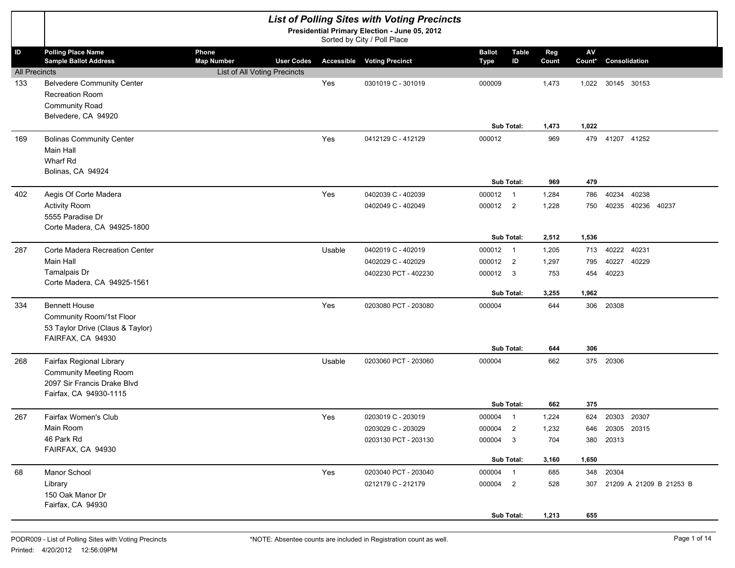# List of Polling Sites with Voting Precincts

**Presidential Primary Election - June 05, 2012**

Sorted by City / Poll Place

| ID | Polling Place Name / Sample Ballot Address | Phone / Map Number | User Codes | Accessible | Voting Precinct | Ballot Type | Table ID | Reg Count | AV Count* | Consolidation |
|---|---|---|---|---|---|---|---|---|---|---|
| All Precincts | | List of All Voting Precincts | | | | | | | | |
| 133 | Belvedere Community Center | | | Yes | 0301019 C - 301019 | 000009 | | 1,473 | 1,022 | 30145 30153 |
| | Recreation Room | | | | | | | | | |
| | Community Road | | | | | | | | | |
| | Belvedere, CA 94920 | | | | | | | | | |
| | | | | | | **Sub Total:** | | **1,473** | **1,022** | |
| 169 | Bolinas Community Center | | | Yes | 0412129 C - 412129 | 000012 | | 969 | 479 | 41207 41252 |
| | Main Hall | | | | | | | | | |
| | Wharf Rd | | | | | | | | | |
| | Bolinas, CA 94924 | | | | | | | | | |
| | | | | | | **Sub Total:** | | **969** | **479** | |
| 402 | Aegis Of Corte Madera | | | Yes | 0402039 C - 402039 | 000012 | 1 | 1,284 | 786 | 40234 40238 |
| | Activity Room | | | | 0402049 C - 402049 | 000012 | 2 | 1,228 | 750 | 40235 40236 40237 |
| | 5555 Paradise Dr | | | | | | | | | |
| | Corte Madera, CA 94925-1800 | | | | | | | | | |
| | | | | | | **Sub Total:** | | **2,512** | **1,536** | |
| 287 | Corte Madera Recreation Center | | | Usable | 0402019 C - 402019 | 000012 | 1 | 1,205 | 713 | 40222 40231 |
| | Main Hall | | | | 0402029 C - 402029 | 000012 | 2 | 1,297 | 795 | 40227 40229 |
| | Tamalpais Dr | | | | 0402230 PCT - 402230 | 000012 | 3 | 753 | 454 | 40223 |
| | Corte Madera, CA 94925-1561 | | | | | | | | | |
| | | | | | | **Sub Total:** | | **3,255** | **1,962** | |
| 334 | Bennett House | | | Yes | 0203080 PCT - 203080 | 000004 | | 644 | 306 | 20308 |
| | Community Room/1st Floor | | | | | | | | | |
| | 53 Taylor Drive (Claus & Taylor) | | | | | | | | | |
| | FAIRFAX, CA 94930 | | | | | | | | | |
| | | | | | | **Sub Total:** | | **644** | **306** | |
| 268 | Fairfax Regional Library | | | Usable | 0203060 PCT - 203060 | 000004 | | 662 | 375 | 20306 |
| | Community Meeting Room | | | | | | | | | |
| | 2097 Sir Francis Drake Blvd | | | | | | | | | |
| | Fairfax, CA 94930-1115 | | | | | | | | | |
| | | | | | | **Sub Total:** | | **662** | **375** | |
| 267 | Fairfax Women's Club | | | Yes | 0203019 C - 203019 | 000004 | 1 | 1,224 | 624 | 20303 20307 |
| | Main Room | | | | 0203029 C - 203029 | 000004 | 2 | 1,232 | 646 | 20305 20315 |
| | 46 Park Rd | | | | 0203130 PCT - 203130 | 000004 | 3 | 704 | 380 | 20313 |
| | FAIRFAX, CA 94930 | | | | | | | | | |
| | | | | | | **Sub Total:** | | **3,160** | **1,650** | |
| 68 | Manor School | | | Yes | 0203040 PCT - 203040 | 000004 | 1 | 685 | 348 | 20304 |
| | Library | | | | 0212179 C - 212179 | 000004 | 2 | 528 | 307 | 21209 A 21209 B 21253 B |
| | 150 Oak Manor Dr | | | | | | | | | |
| | Fairfax, CA 94930 | | | | | | | | | |
| | | | | | | **Sub Total:** | | **1,213** | **655** | |

PODR009 - List of Polling Sites with Voting Precincts

Printed: 4/20/2012 12:56:09PM

*NOTE: Absentee counts are included in Registration count as well.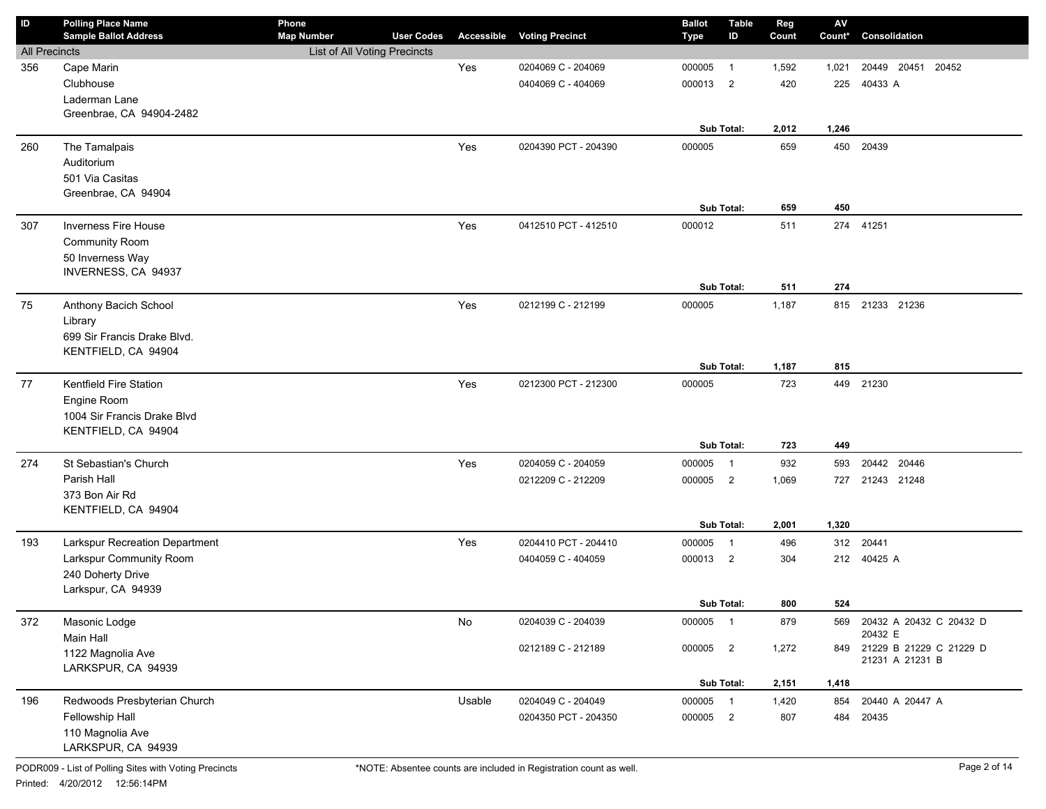| ID | Polling Place Name / Sample Ballot Address | Phone / Map Number | User Codes | Accessible | Voting Precinct | Ballot Type | Table ID | Reg Count | AV Count* | Consolidation |
|---|---|---|---|---|---|---|---|---|---|---|
| All Precincts | | List of All Voting Precincts | | | | | | | | |
| 356 | Cape Marin<br>Clubhouse<br>Laderman Lane<br>Greenbrae, CA 94904-2482 | | | Yes | 0204069 C - 204069 | 000005 | 1 | 1,592 | 1,021 | 20449 20451 20452 |
| | | | | | 0404069 C - 404069 | 000013 | 2 | 420 | 225 | 40433 A |
| | | | | | | **Sub Total:** | | **2,012** | **1,246** | |
| 260 | The Tamalpais<br>Auditorium<br>501 Via Casitas<br>Greenbrae, CA 94904 | | | Yes | 0204390 PCT - 204390 | 000005 | | 659 | 450 | 20439 |
| | | | | | | **Sub Total:** | | **659** | **450** | |
| 307 | Inverness Fire House<br>Community Room<br>50 Inverness Way<br>INVERNESS, CA 94937 | | | Yes | 0412510 PCT - 412510 | 000012 | | 511 | 274 | 41251 |
| | | | | | | **Sub Total:** | | **511** | **274** | |
| 75 | Anthony Bacich School<br>Library<br>699 Sir Francis Drake Blvd.<br>KENTFIELD, CA 94904 | | | Yes | 0212199 C - 212199 | 000005 | | 1,187 | 815 | 21233 21236 |
| | | | | | | **Sub Total:** | | **1,187** | **815** | |
| 77 | Kentfield Fire Station<br>Engine Room<br>1004 Sir Francis Drake Blvd<br>KENTFIELD, CA 94904 | | | Yes | 0212300 PCT - 212300 | 000005 | | 723 | 449 | 21230 |
| | | | | | | **Sub Total:** | | **723** | **449** | |
| 274 | St Sebastian's Church<br>Parish Hall<br>373 Bon Air Rd<br>KENTFIELD, CA 94904 | | | Yes | 0204059 C - 204059 | 000005 | 1 | 932 | 593 | 20442 20446 |
| | | | | | 0212209 C - 212209 | 000005 | 2 | 1,069 | 727 | 21243 21248 |
| | | | | | | **Sub Total:** | | **2,001** | **1,320** | |
| 193 | Larkspur Recreation Department<br>Larkspur Community Room<br>240 Doherty Drive<br>Larkspur, CA 94939 | | | Yes | 0204410 PCT - 204410 | 000005 | 1 | 496 | 312 | 20441 |
| | | | | | 0404059 C - 404059 | 000013 | 2 | 304 | 212 | 40425 A |
| | | | | | | **Sub Total:** | | **800** | **524** | |
| 372 | Masonic Lodge<br>Main Hall<br>1122 Magnolia Ave<br>LARKSPUR, CA 94939 | | | No | 0204039 C - 204039 | 000005 | 1 | 879 | 569 | 20432 A 20432 C 20432 D 20432 E |
| | | | | | 0212189 C - 212189 | 000005 | 2 | 1,272 | 849 | 21229 B 21229 C 21229 D 21231 A 21231 B |
| | | | | | | **Sub Total:** | | **2,151** | **1,418** | |
| 196 | Redwoods Presbyterian Church<br>Fellowship Hall<br>110 Magnolia Ave<br>LARKSPUR, CA 94939 | | | Usable | 0204049 C - 204049 | 000005 | 1 | 1,420 | 854 | 20440 A 20447 A |
| | | | | | 0204350 PCT - 204350 | 000005 | 2 | 807 | 484 | 20435 |

*NOTE: Absentee counts are included in Registration count as well.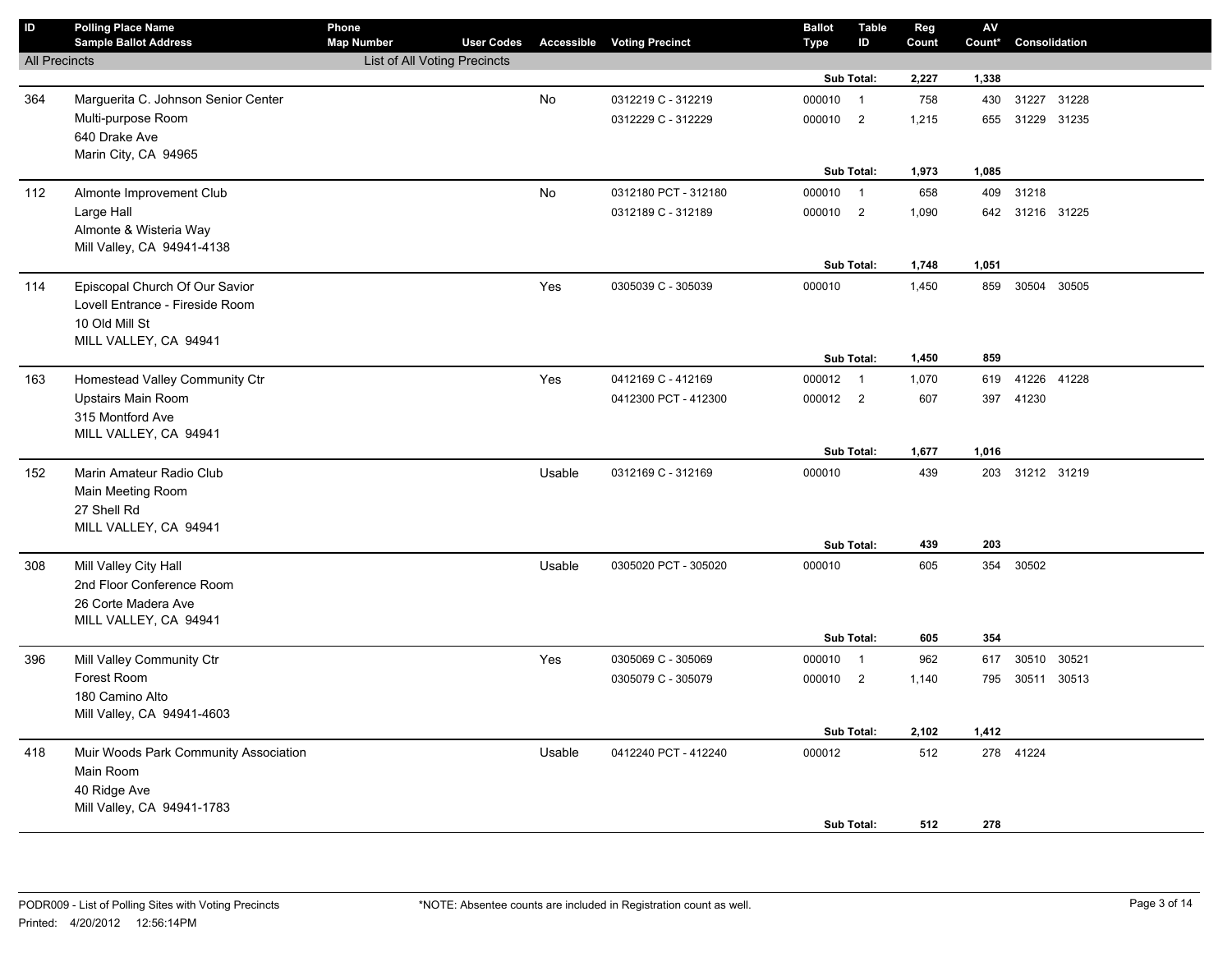| ID | Polling Place Name / Sample Ballot Address | Phone / Map Number | User Codes | Accessible | Voting Precinct | Ballot Type | Table ID | Reg Count | AV Count* | Consolidation |
|---|---|---|---|---|---|---|---|---|---|---|
| All Precincts | | List of All Voting Precincts | | | | | | | | |
| | | | | | | Sub Total: | | 2,227 | 1,338 | |
| 364 | Marguerita C. Johnson Senior Center | | | No | 0312219 C - 312219 | 000010 | 1 | 758 | 430 | 31227 31228 |
| | Multi-purpose Room | | | | 0312229 C - 312229 | 000010 | 2 | 1,215 | 655 | 31229 31235 |
| | 640 Drake Ave | | | | | | | | | |
| | Marin City, CA 94965 | | | | | | | | | |
| | | | | | | Sub Total: | | 1,973 | 1,085 | |
| 112 | Almonte Improvement Club | | | No | 0312180 PCT - 312180 | 000010 | 1 | 658 | 409 | 31218 |
| | Large Hall | | | | 0312189 C - 312189 | 000010 | 2 | 1,090 | 642 | 31216 31225 |
| | Almonte & Wisteria Way | | | | | | | | | |
| | Mill Valley, CA 94941-4138 | | | | | | | | | |
| | | | | | | Sub Total: | | 1,748 | 1,051 | |
| 114 | Episcopal Church Of Our Savior | | | Yes | 0305039 C - 305039 | 000010 | | 1,450 | 859 | 30504 30505 |
| | Lovell Entrance - Fireside Room | | | | | | | | | |
| | 10 Old Mill St | | | | | | | | | |
| | MILL VALLEY, CA 94941 | | | | | | | | | |
| | | | | | | Sub Total: | | 1,450 | 859 | |
| 163 | Homestead Valley Community Ctr | | | Yes | 0412169 C - 412169 | 000012 | 1 | 1,070 | 619 | 41226 41228 |
| | Upstairs Main Room | | | | 0412300 PCT - 412300 | 000012 | 2 | 607 | 397 | 41230 |
| | 315 Montford Ave | | | | | | | | | |
| | MILL VALLEY, CA 94941 | | | | | | | | | |
| | | | | | | Sub Total: | | 1,677 | 1,016 | |
| 152 | Marin Amateur Radio Club | | | Usable | 0312169 C - 312169 | 000010 | | 439 | 203 | 31212 31219 |
| | Main Meeting Room | | | | | | | | | |
| | 27 Shell Rd | | | | | | | | | |
| | MILL VALLEY, CA 94941 | | | | | | | | | |
| | | | | | | Sub Total: | | 439 | 203 | |
| 308 | Mill Valley City Hall | | | Usable | 0305020 PCT - 305020 | 000010 | | 605 | 354 | 30502 |
| | 2nd Floor Conference Room | | | | | | | | | |
| | 26 Corte Madera Ave | | | | | | | | | |
| | MILL VALLEY, CA 94941 | | | | | | | | | |
| | | | | | | Sub Total: | | 605 | 354 | |
| 396 | Mill Valley Community Ctr | | | Yes | 0305069 C - 305069 | 000010 | 1 | 962 | 617 | 30510 30521 |
| | Forest Room | | | | 0305079 C - 305079 | 000010 | 2 | 1,140 | 795 | 30511 30513 |
| | 180 Camino Alto | | | | | | | | | |
| | Mill Valley, CA 94941-4603 | | | | | | | | | |
| | | | | | | Sub Total: | | 2,102 | 1,412 | |
| 418 | Muir Woods Park Community Association | | | Usable | 0412240 PCT - 412240 | 000012 | | 512 | 278 | 41224 |
| | Main Room | | | | | | | | | |
| | 40 Ridge Ave | | | | | | | | | |
| | Mill Valley, CA 94941-1783 | | | | | | | | | |
| | | | | | | Sub Total: | | 512 | 278 | |

PODR009 - List of Polling Sites with Voting Precincts

Printed: 4/20/2012 12:56:14PM

*NOTE: Absentee counts are included in Registration count as well.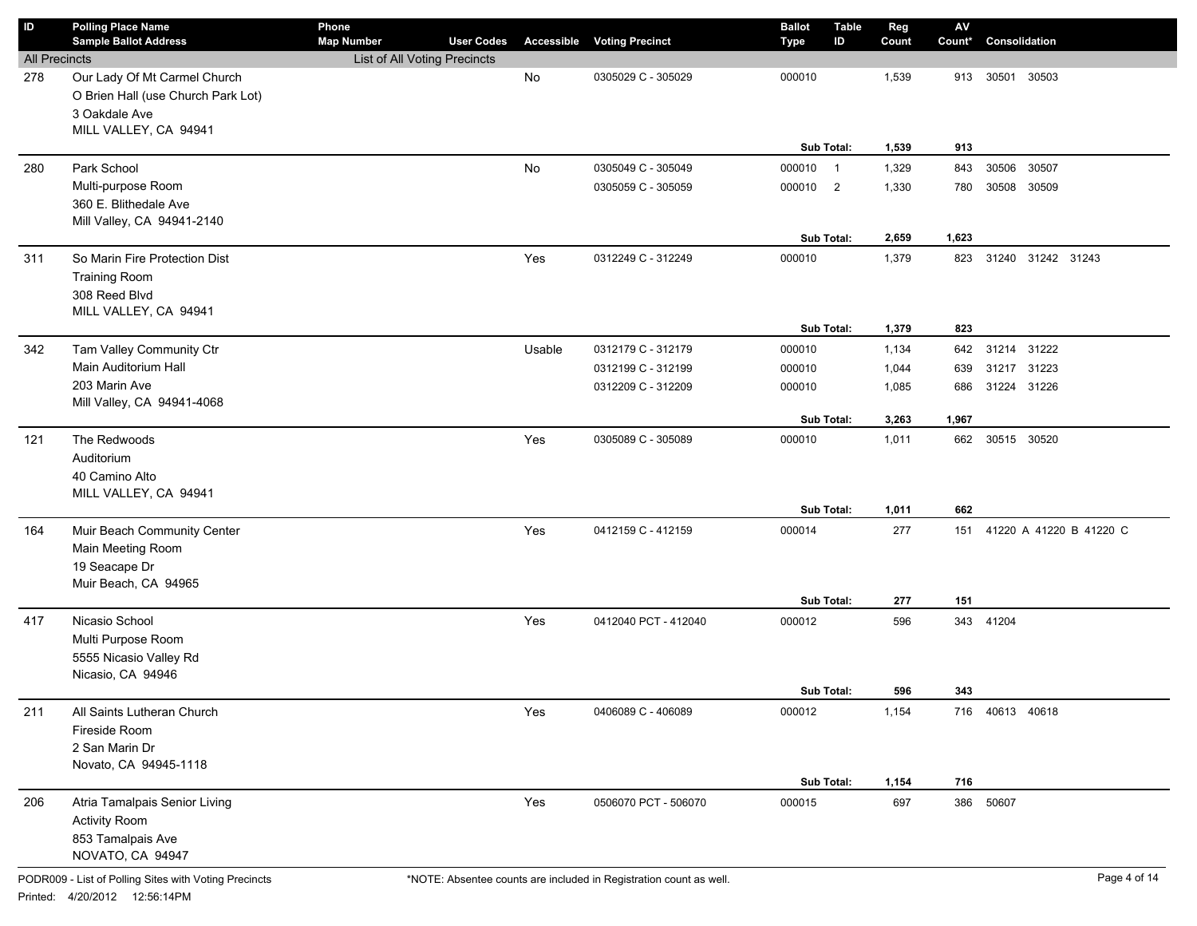| ID | Polling Place Name<br>Sample Ballot Address | Phone<br>Map Number | User Codes | Accessible | Voting Precinct | Ballot Type | Table ID | Reg Count | AV Count* | Consolidation |
|---|---|---|---|---|---|---|---|---|---|---|
| All Precincts | | List of All Voting Precincts | | | | | | | | |
| 278 | Our Lady Of Mt Carmel Church<br>O Brien Hall (use Church Park Lot)<br>3 Oakdale Ave<br>MILL VALLEY, CA 94941 | | | No | 0305029 C - 305029 | 000010 | | 1,539 | 913 | 30501 30503 |
| | | | | | | Sub Total: | | **1,539** | **913** | |
| 280 | Park School<br>Multi-purpose Room<br>360 E. Blithedale Ave<br>Mill Valley, CA 94941-2140 | | | No | 0305049 C - 305049 | 000010 | 1 | 1,329 | 843 | 30506 30507 |
| | | | | | 0305059 C - 305059 | 000010 | 2 | 1,330 | 780 | 30508 30509 |
| | | | | | | Sub Total: | | **2,659** | **1,623** | |
| 311 | So Marin Fire Protection Dist<br>Training Room<br>308 Reed Blvd<br>MILL VALLEY, CA 94941 | | | Yes | 0312249 C - 312249 | 000010 | | 1,379 | 823 | 31240 31242 31243 |
| | | | | | | Sub Total: | | **1,379** | **823** | |
| 342 | Tam Valley Community Ctr<br>Main Auditorium Hall<br>203 Marin Ave<br>Mill Valley, CA 94941-4068 | | | Usable | 0312179 C - 312179 | 000010 | | 1,134 | 642 | 31214 31222 |
| | | | | | 0312199 C - 312199 | 000010 | | 1,044 | 639 | 31217 31223 |
| | | | | | 0312209 C - 312209 | 000010 | | 1,085 | 686 | 31224 31226 |
| | | | | | | Sub Total: | | **3,263** | **1,967** | |
| 121 | The Redwoods<br>Auditorium<br>40 Camino Alto<br>MILL VALLEY, CA 94941 | | | Yes | 0305089 C - 305089 | 000010 | | 1,011 | 662 | 30515 30520 |
| | | | | | | Sub Total: | | **1,011** | **662** | |
| 164 | Muir Beach Community Center<br>Main Meeting Room<br>19 Seacape Dr<br>Muir Beach, CA 94965 | | | Yes | 0412159 C - 412159 | 000014 | | 277 | 151 | 41220 A 41220 B 41220 C |
| | | | | | | Sub Total: | | **277** | **151** | |
| 417 | Nicasio School<br>Multi Purpose Room<br>5555 Nicasio Valley Rd<br>Nicasio, CA 94946 | | | Yes | 0412040 PCT - 412040 | 000012 | | 596 | 343 | 41204 |
| | | | | | | Sub Total: | | **596** | **343** | |
| 211 | All Saints Lutheran Church<br>Fireside Room<br>2 San Marin Dr<br>Novato, CA 94945-1118 | | | Yes | 0406089 C - 406089 | 000012 | | 1,154 | 716 | 40613 40618 |
| | | | | | | Sub Total: | | **1,154** | **716** | |
| 206 | Atria Tamalpais Senior Living<br>Activity Room<br>853 Tamalpais Ave<br>NOVATO, CA 94947 | | | Yes | 0506070 PCT - 506070 | 000015 | | 697 | 386 | 50607 |

PODR009 - List of Polling Sites with Voting Precincts

Printed: 4/20/2012 12:56:14PM

*NOTE: Absentee counts are included in Registration count as well.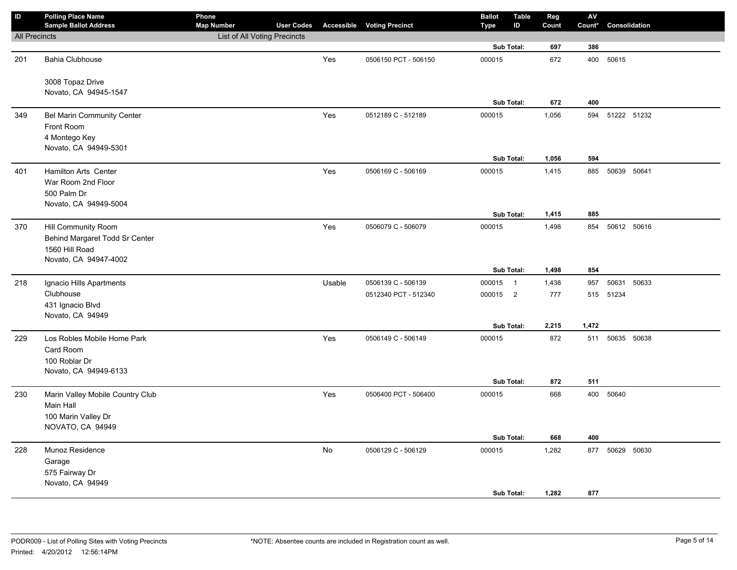| ID | Polling Place Name<br>Sample Ballot Address | Phone<br>Map Number | User Codes | Accessible | Voting Precinct | Ballot Type | Table ID | Reg Count | AV Count* | Consolidation |
|---|---|---|---|---|---|---|---|---|---|---|
| All Precincts | | List of All Voting Precincts | | | | | | | | |
| | | | | | | Sub Total: | | 697 | 386 | |
| 201 | Bahia Clubhouse<br><br>3008 Topaz Drive<br>Novato, CA 94945-1547 | | | Yes | 0506150 PCT - 506150 | 000015 | | 672 | 400 | 50615 |
| | | | | | | Sub Total: | | 672 | 400 | |
| 349 | Bel Marin Community Center<br>Front Room<br>4 Montego Key<br>Novato, CA 94949-5301 | | | Yes | 0512189 C - 512189 | 000015 | | 1,056 | 594 | 51222 51232 |
| | | | | | | Sub Total: | | 1,056 | 594 | |
| 401 | Hamilton Arts Center<br>War Room 2nd Floor<br>500 Palm Dr<br>Novato, CA 94949-5004 | | | Yes | 0506169 C - 506169 | 000015 | | 1,415 | 885 | 50639 50641 |
| | | | | | | Sub Total: | | 1,415 | 885 | |
| 370 | Hill Community Room<br>Behind Margaret Todd Sr Center<br>1560 Hill Road<br>Novato, CA 94947-4002 | | | Yes | 0506079 C - 506079 | 000015 | | 1,498 | 854 | 50612 50616 |
| | | | | | | Sub Total: | | 1,498 | 854 | |
| 218 | Ignacio Hills Apartments<br>Clubhouse<br>431 Ignacio Blvd<br>Novato, CA 94949 | | | Usable | 0506139 C - 506139 | 000015 | 1 | 1,438 | 957 | 50631 50633 |
| | | | | | 0512340 PCT - 512340 | 000015 | 2 | 777 | 515 | 51234 |
| | | | | | | Sub Total: | | 2,215 | 1,472 | |
| 229 | Los Robles Mobile Home Park<br>Card Room<br>100 Roblar Dr<br>Novato, CA 94949-6133 | | | Yes | 0506149 C - 506149 | 000015 | | 872 | 511 | 50635 50638 |
| | | | | | | Sub Total: | | 872 | 511 | |
| 230 | Marin Valley Mobile Country Club<br>Main Hall<br>100 Marin Valley Dr<br>NOVATO, CA 94949 | | | Yes | 0506400 PCT - 506400 | 000015 | | 668 | 400 | 50640 |
| | | | | | | Sub Total: | | 668 | 400 | |
| 228 | Munoz Residence<br>Garage<br>575 Fairway Dr<br>Novato, CA 94949 | | | No | 0506129 C - 506129 | 000015 | | 1,282 | 877 | 50629 50630 |
| | | | | | | Sub Total: | | 1,282 | 877 | |

PODR009 - List of Polling Sites with Voting Precincts
Printed: 4/20/2012 12:56:14PM

*NOTE: Absentee counts are included in Registration count as well.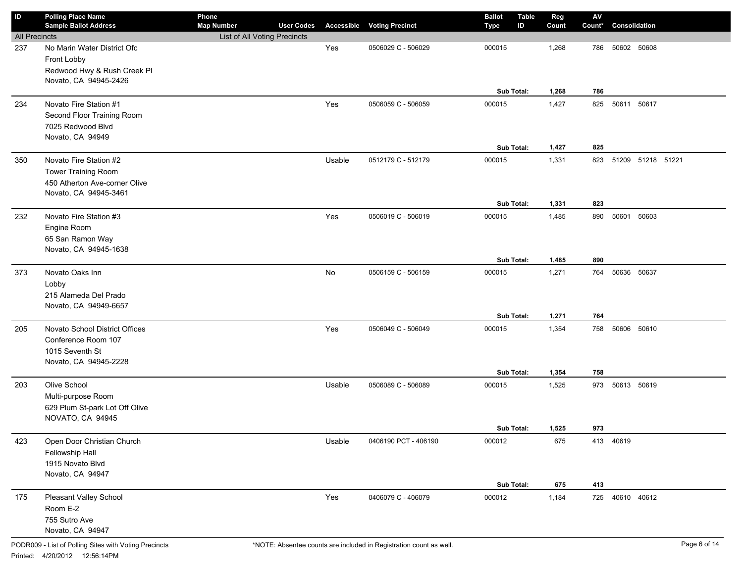| ID | Polling Place Name<br>Sample Ballot Address | Phone<br>Map Number | User Codes | Accessible | Voting Precinct | Ballot Type | Table ID | Reg Count | AV Count* | Consolidation |
|---|---|---|---|---|---|---|---|---|---|---|
| All Precincts | | List of All Voting Precincts | | | | | | | | |
| 237 | No Marin Water District Ofc<br>Front Lobby<br>Redwood Hwy & Rush Creek Pl<br>Novato, CA 94945-2426 | | | Yes | 0506029 C - 506029 | 000015 | | 1,268 | 786 | 50602 50608 |
| | | | | | | | Sub Total: | 1,268 | 786 | |
| 234 | Novato Fire Station #1<br>Second Floor Training Room<br>7025 Redwood Blvd<br>Novato, CA 94949 | | | Yes | 0506059 C - 506059 | 000015 | | 1,427 | 825 | 50611 50617 |
| | | | | | | | Sub Total: | 1,427 | 825 | |
| 350 | Novato Fire Station #2<br>Tower Training Room<br>450 Atherton Ave-corner Olive<br>Novato, CA 94945-3461 | | | Usable | 0512179 C - 512179 | 000015 | | 1,331 | 823 | 51209 51218 51221 |
| | | | | | | | Sub Total: | 1,331 | 823 | |
| 232 | Novato Fire Station #3<br>Engine Room<br>65 San Ramon Way<br>Novato, CA 94945-1638 | | | Yes | 0506019 C - 506019 | 000015 | | 1,485 | 890 | 50601 50603 |
| | | | | | | | Sub Total: | 1,485 | 890 | |
| 373 | Novato Oaks Inn<br>Lobby<br>215 Alameda Del Prado<br>Novato, CA 94949-6657 | | | No | 0506159 C - 506159 | 000015 | | 1,271 | 764 | 50636 50637 |
| | | | | | | | Sub Total: | 1,271 | 764 | |
| 205 | Novato School District Offices<br>Conference Room 107<br>1015 Seventh St<br>Novato, CA 94945-2228 | | | Yes | 0506049 C - 506049 | 000015 | | 1,354 | 758 | 50606 50610 |
| | | | | | | | Sub Total: | 1,354 | 758 | |
| 203 | Olive School<br>Multi-purpose Room<br>629 Plum St-park Lot Off Olive<br>NOVATO, CA 94945 | | | Usable | 0506089 C - 506089 | 000015 | | 1,525 | 973 | 50613 50619 |
| | | | | | | | Sub Total: | 1,525 | 973 | |
| 423 | Open Door Christian Church<br>Fellowship Hall<br>1915 Novato Blvd<br>Novato, CA 94947 | | | Usable | 0406190 PCT - 406190 | 000012 | | 675 | 413 | 40619 |
| | | | | | | | Sub Total: | 675 | 413 | |
| 175 | Pleasant Valley School<br>Room E-2<br>755 Sutro Ave<br>Novato, CA 94947 | | | Yes | 0406079 C - 406079 | 000012 | | 1,184 | 725 | 40610 40612 |

PODR009 - List of Polling Sites with Voting Precincts

Printed: 4/20/2012 12:56:14PM

*NOTE: Absentee counts are included in Registration count as well.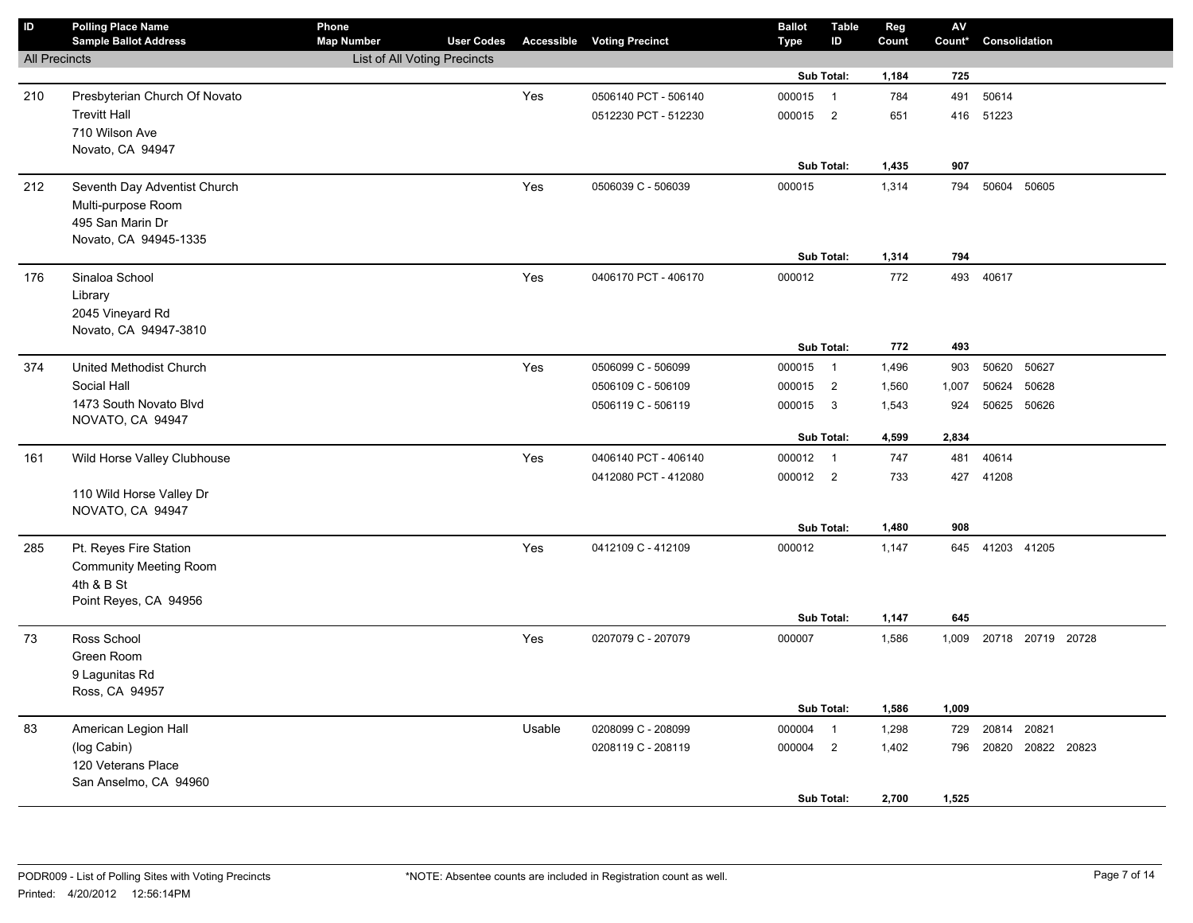| ID | Polling Place Name / Sample Ballot Address | Phone / Map Number | User Codes | Accessible | Voting Precinct | Ballot Type | Table ID | Reg Count | AV Count* | Consolidation |
|---|---|---|---|---|---|---|---|---|---|---|
| All Precincts | | List of All Voting Precincts | | | | | | | | |
| | | | | | | | Sub Total: | **1,184** | **725** | |
| 210 | Presbyterian Church Of Novato | | | Yes | 0506140 PCT - 506140 | 000015 | 1 | 784 | 491 | 50614 |
| | Trevitt Hall | | | | 0512230 PCT - 512230 | 000015 | 2 | 651 | 416 | 51223 |
| | 710 Wilson Ave | | | | | | | | | |
| | Novato, CA 94947 | | | | | | | | | |
| | | | | | | | Sub Total: | **1,435** | **907** | |
| 212 | Seventh Day Adventist Church | | | Yes | 0506039 C - 506039 | 000015 | | 1,314 | 794 | 50604 50605 |
| | Multi-purpose Room | | | | | | | | | |
| | 495 San Marin Dr | | | | | | | | | |
| | Novato, CA 94945-1335 | | | | | | | | | |
| | | | | | | | Sub Total: | **1,314** | **794** | |
| 176 | Sinaloa School | | | Yes | 0406170 PCT - 406170 | 000012 | | 772 | 493 | 40617 |
| | Library | | | | | | | | | |
| | 2045 Vineyard Rd | | | | | | | | | |
| | Novato, CA 94947-3810 | | | | | | | | | |
| | | | | | | | Sub Total: | **772** | **493** | |
| 374 | United Methodist Church | | | Yes | 0506099 C - 506099 | 000015 | 1 | 1,496 | 903 | 50620 50627 |
| | Social Hall | | | | 0506109 C - 506109 | 000015 | 2 | 1,560 | 1,007 | 50624 50628 |
| | 1473 South Novato Blvd | | | | 0506119 C - 506119 | 000015 | 3 | 1,543 | 924 | 50625 50626 |
| | NOVATO, CA 94947 | | | | | | | | | |
| | | | | | | | Sub Total: | **4,599** | **2,834** | |
| 161 | Wild Horse Valley Clubhouse | | | Yes | 0406140 PCT - 406140 | 000012 | 1 | 747 | 481 | 40614 |
| | | | | | 0412080 PCT - 412080 | 000012 | 2 | 733 | 427 | 41208 |
| | 110 Wild Horse Valley Dr | | | | | | | | | |
| | NOVATO, CA 94947 | | | | | | | | | |
| | | | | | | | Sub Total: | **1,480** | **908** | |
| 285 | Pt. Reyes Fire Station | | | Yes | 0412109 C - 412109 | 000012 | | 1,147 | 645 | 41203 41205 |
| | Community Meeting Room | | | | | | | | | |
| | 4th & B St | | | | | | | | | |
| | Point Reyes, CA 94956 | | | | | | | | | |
| | | | | | | | Sub Total: | **1,147** | **645** | |
| 73 | Ross School | | | Yes | 0207079 C - 207079 | 000007 | | 1,586 | 1,009 | 20718 20719 20728 |
| | Green Room | | | | | | | | | |
| | 9 Lagunitas Rd | | | | | | | | | |
| | Ross, CA 94957 | | | | | | | | | |
| | | | | | | | Sub Total: | **1,586** | **1,009** | |
| 83 | American Legion Hall | | | Usable | 0208099 C - 208099 | 000004 | 1 | 1,298 | 729 | 20814 20821 |
| | (log Cabin) | | | | 0208119 C - 208119 | 000004 | 2 | 1,402 | 796 | 20820 20822 20823 |
| | 120 Veterans Place | | | | | | | | | |
| | San Anselmo, CA 94960 | | | | | | | | | |
| | | | | | | | Sub Total: | **2,700** | **1,525** | |

PODR009 - List of Polling Sites with Voting Precincts

Printed: 4/20/2012 12:56:14PM

*NOTE: Absentee counts are included in Registration count as well.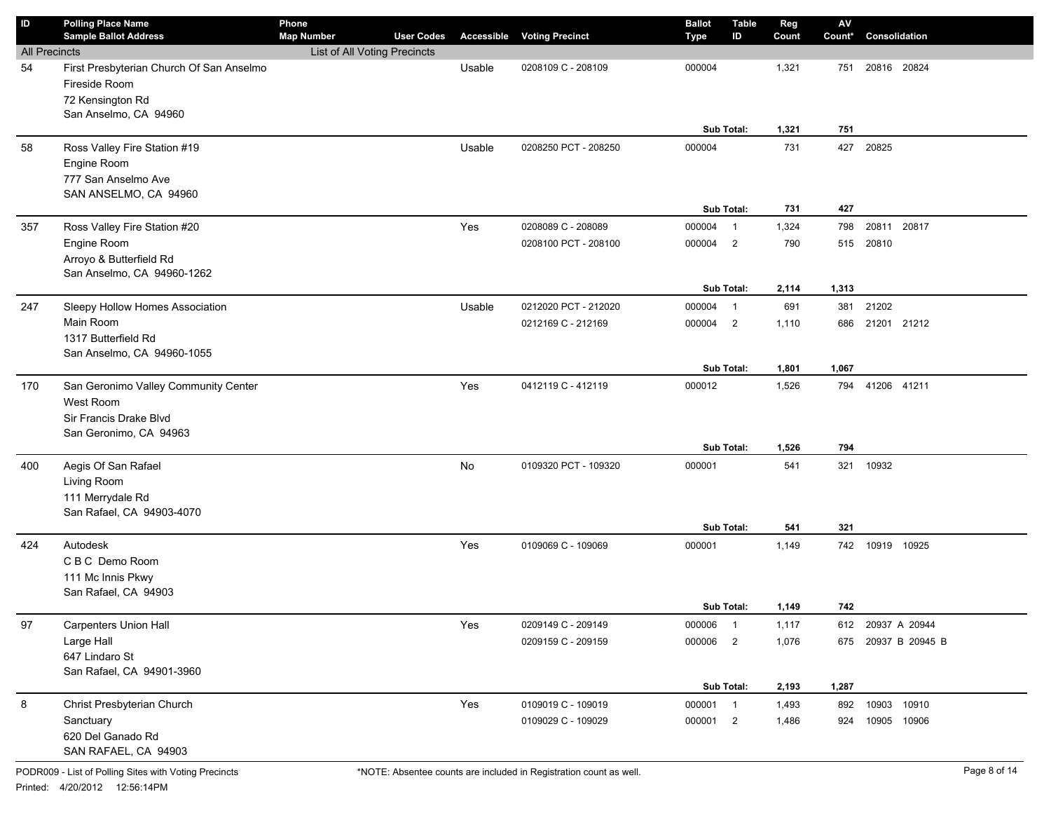| ID | Polling Place Name / Sample Ballot Address | Phone / Map Number | User Codes | Accessible | Voting Precinct | Ballot Type | Table ID | Reg Count | AV Count* | Consolidation |
|---|---|---|---|---|---|---|---|---|---|---|
| All Precincts | | List of All Voting Precincts | | | | | | | | |
| 54 | First Presbyterian Church Of San Anselmo<br>Fireside Room<br>72 Kensington Rd<br>San Anselmo, CA 94960 | | | Usable | 0208109 C - 208109 | 000004 | | 1,321 | 751 | 20816 20824 |
| | | | | | | Sub Total: | | 1,321 | 751 | |
| 58 | Ross Valley Fire Station #19<br>Engine Room<br>777 San Anselmo Ave<br>SAN ANSELMO, CA 94960 | | | Usable | 0208250 PCT - 208250 | 000004 | | 731 | 427 | 20825 |
| | | | | | | Sub Total: | | 731 | 427 | |
| 357 | Ross Valley Fire Station #20<br>Engine Room<br>Arroyo & Butterfield Rd<br>San Anselmo, CA 94960-1262 | | | Yes | 0208089 C - 208089 | 000004 | 1 | 1,324 | 798 | 20811 20817 |
| | | | | | 0208100 PCT - 208100 | 000004 | 2 | 790 | 515 | 20810 |
| | | | | | | Sub Total: | | 2,114 | 1,313 | |
| 247 | Sleepy Hollow Homes Association<br>Main Room<br>1317 Butterfield Rd<br>San Anselmo, CA 94960-1055 | | | Usable | 0212020 PCT - 212020 | 000004 | 1 | 691 | 381 | 21202 |
| | | | | | 0212169 C - 212169 | 000004 | 2 | 1,110 | 686 | 21201 21212 |
| | | | | | | Sub Total: | | 1,801 | 1,067 | |
| 170 | San Geronimo Valley Community Center<br>West Room<br>Sir Francis Drake Blvd<br>San Geronimo, CA 94963 | | | Yes | 0412119 C - 412119 | 000012 | | 1,526 | 794 | 41206 41211 |
| | | | | | | Sub Total: | | 1,526 | 794 | |
| 400 | Aegis Of San Rafael<br>Living Room<br>111 Merrydale Rd<br>San Rafael, CA 94903-4070 | | | No | 0109320 PCT - 109320 | 000001 | | 541 | 321 | 10932 |
| | | | | | | Sub Total: | | 541 | 321 | |
| 424 | Autodesk<br>C B C Demo Room<br>111 Mc Innis Pkwy<br>San Rafael, CA 94903 | | | Yes | 0109069 C - 109069 | 000001 | | 1,149 | 742 | 10919 10925 |
| | | | | | | Sub Total: | | 1,149 | 742 | |
| 97 | Carpenters Union Hall<br>Large Hall<br>647 Lindaro St<br>San Rafael, CA 94901-3960 | | | Yes | 0209149 C - 209149 | 000006 | 1 | 1,117 | 612 | 20937 A 20944 |
| | | | | | 0209159 C - 209159 | 000006 | 2 | 1,076 | 675 | 20937 B 20945 B |
| | | | | | | Sub Total: | | 2,193 | 1,287 | |
| 8 | Christ Presbyterian Church<br>Sanctuary<br>620 Del Ganado Rd<br>SAN RAFAEL, CA 94903 | | | Yes | 0109019 C - 109019 | 000001 | 1 | 1,493 | 892 | 10903 10910 |
| | | | | | 0109029 C - 109029 | 000001 | 2 | 1,486 | 924 | 10905 10906 |

PODR009 - List of Polling Sites with Voting Precincts

Printed: 4/20/2012 12:56:14PM

*NOTE: Absentee counts are included in Registration count as well.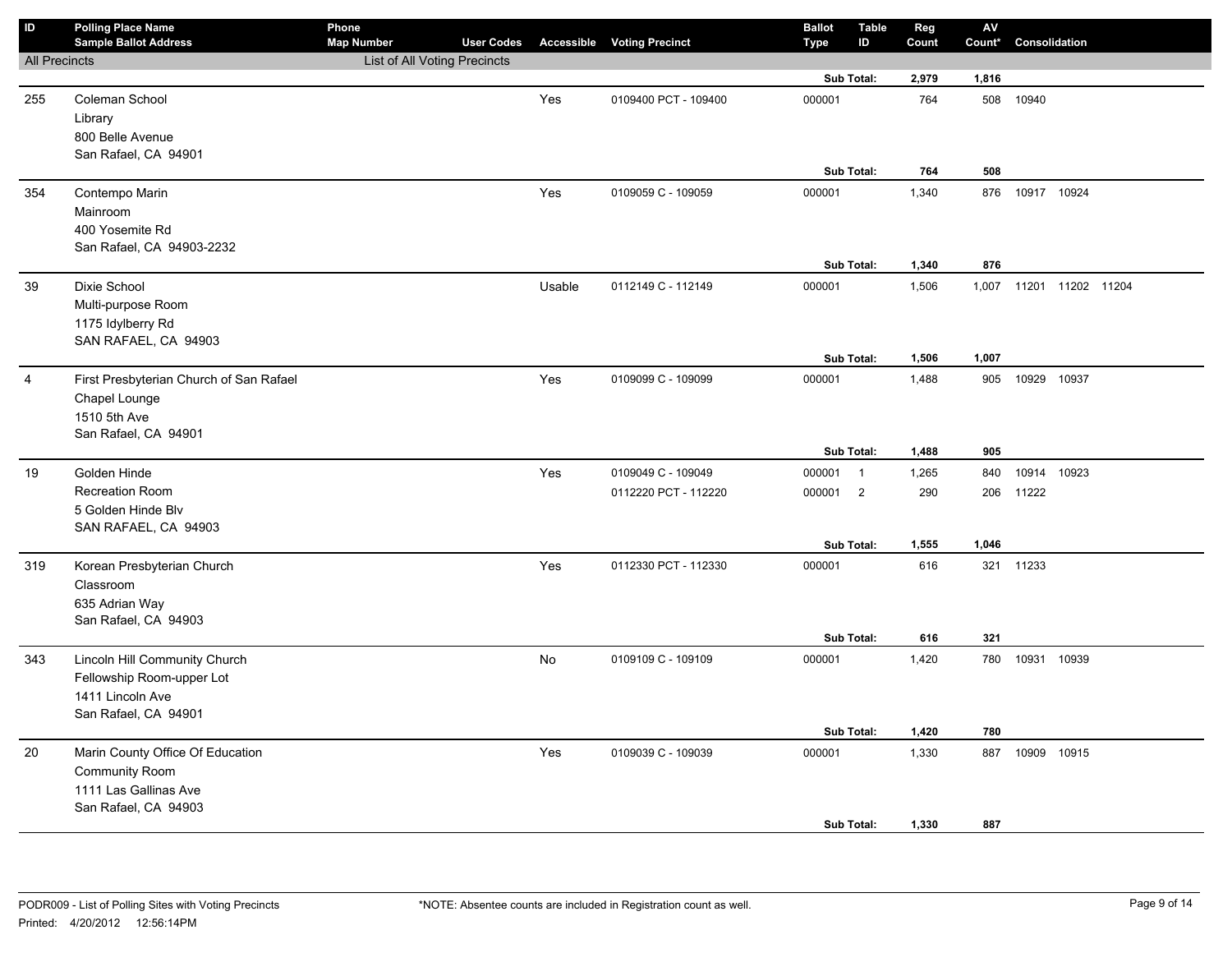| ID | Polling Place Name<br>Sample Ballot Address | Phone<br>Map Number | User Codes | Accessible | Voting Precinct | Ballot Type | Table ID | Reg Count | AV Count* | Consolidation |
|---|---|---|---|---|---|---|---|---|---|---|
| All Precincts | | List of All Voting Precincts | | | | | | | | |
| | | | | | | Sub Total: | | 2,979 | 1,816 | |
| 255 | Coleman School<br>Library<br>800 Belle Avenue<br>San Rafael, CA 94901 | | | Yes | 0109400 PCT - 109400 | 000001 | | 764 | 508 | 10940 |
| | | | | | | Sub Total: | | 764 | 508 | |
| 354 | Contempo Marin<br>Mainroom<br>400 Yosemite Rd<br>San Rafael, CA 94903-2232 | | | Yes | 0109059 C - 109059 | 000001 | | 1,340 | 876 | 10917 10924 |
| | | | | | | Sub Total: | | 1,340 | 876 | |
| 39 | Dixie School<br>Multi-purpose Room<br>1175 Idylberry Rd<br>SAN RAFAEL, CA 94903 | | | Usable | 0112149 C - 112149 | 000001 | | 1,506 | 1,007 | 11201 11202 11204 |
| | | | | | | Sub Total: | | 1,506 | 1,007 | |
| 4 | First Presbyterian Church of San Rafael<br>Chapel Lounge<br>1510 5th Ave<br>San Rafael, CA 94901 | | | Yes | 0109099 C - 109099 | 000001 | | 1,488 | 905 | 10929 10937 |
| | | | | | | Sub Total: | | 1,488 | 905 | |
| 19 | Golden Hinde<br>Recreation Room<br>5 Golden Hinde Blv<br>SAN RAFAEL, CA 94903 | | | Yes | 0109049 C - 109049 | 000001 | 1 | 1,265 | 840 | 10914 10923 |
| | | | | | 0112220 PCT - 112220 | 000001 | 2 | 290 | 206 | 11222 |
| | | | | | | Sub Total: | | 1,555 | 1,046 | |
| 319 | Korean Presbyterian Church<br>Classroom<br>635 Adrian Way<br>San Rafael, CA 94903 | | | Yes | 0112330 PCT - 112330 | 000001 | | 616 | 321 | 11233 |
| | | | | | | Sub Total: | | 616 | 321 | |
| 343 | Lincoln Hill Community Church<br>Fellowship Room-upper Lot<br>1411 Lincoln Ave<br>San Rafael, CA 94901 | | | No | 0109109 C - 109109 | 000001 | | 1,420 | 780 | 10931 10939 |
| | | | | | | Sub Total: | | 1,420 | 780 | |
| 20 | Marin County Office Of Education<br>Community Room<br>1111 Las Gallinas Ave<br>San Rafael, CA 94903 | | | Yes | 0109039 C - 109039 | 000001 | | 1,330 | 887 | 10909 10915 |
| | | | | | | Sub Total: | | 1,330 | 887 | |

PODR009 - List of Polling Sites with Voting Precincts

Printed: 4/20/2012 12:56:14PM

*NOTE: Absentee counts are included in Registration count as well.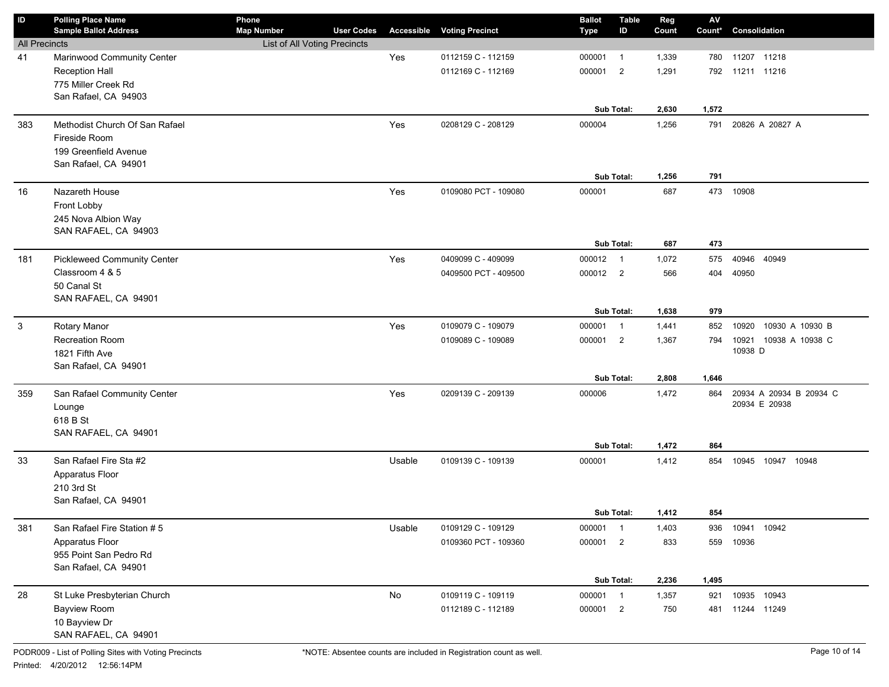| ID | Polling Place Name / Sample Ballot Address | Phone / Map Number | User Codes | Accessible | Voting Precinct | Ballot Type | Table ID | Reg Count | AV Count* | Consolidation |
|---|---|---|---|---|---|---|---|---|---|---|
| All Precincts | | List of All Voting Precincts | | | | | | | | |
| 41 | Marinwood Community Center<br>Reception Hall<br>775 Miller Creek Rd<br>San Rafael, CA 94903 | | | Yes | 0112159 C - 112159 | 000001 | 1 | 1,339 | 780 | 11207 11218 |
| | | | | | 0112169 C - 112169 | 000001 | 2 | 1,291 | 792 | 11211 11216 |
| | | | | | | Sub Total: | | 2,630 | 1,572 | |
| 383 | Methodist Church Of San Rafael<br>Fireside Room<br>199 Greenfield Avenue<br>San Rafael, CA 94901 | | | Yes | 0208129 C - 208129 | 000004 | | 1,256 | 791 | 20826 A 20827 A |
| | | | | | | Sub Total: | | 1,256 | 791 | |
| 16 | Nazareth House<br>Front Lobby<br>245 Nova Albion Way<br>SAN RAFAEL, CA 94903 | | | Yes | 0109080 PCT - 109080 | 000001 | | 687 | 473 | 10908 |
| | | | | | | Sub Total: | | 687 | 473 | |
| 181 | Pickleweed Community Center<br>Classroom 4 & 5<br>50 Canal St<br>SAN RAFAEL, CA 94901 | | | Yes | 0409099 C - 409099 | 000012 | 1 | 1,072 | 575 | 40946 40949 |
| | | | | | 0409500 PCT - 409500 | 000012 | 2 | 566 | 404 | 40950 |
| | | | | | | Sub Total: | | 1,638 | 979 | |
| 3 | Rotary Manor<br>Recreation Room<br>1821 Fifth Ave<br>San Rafael, CA 94901 | | | Yes | 0109079 C - 109079 | 000001 | 1 | 1,441 | 852 | 10920 10930 A 10930 B |
| | | | | | 0109089 C - 109089 | 000001 | 2 | 1,367 | 794 | 10921 10938 A 10938 C 10938 D |
| | | | | | | Sub Total: | | 2,808 | 1,646 | |
| 359 | San Rafael Community Center<br>Lounge<br>618 B St<br>SAN RAFAEL, CA 94901 | | | Yes | 0209139 C - 209139 | 000006 | | 1,472 | 864 | 20934 A 20934 B 20934 C 20934 E 20938 |
| | | | | | | Sub Total: | | 1,472 | 864 | |
| 33 | San Rafael Fire Sta #2<br>Apparatus Floor<br>210 3rd St<br>San Rafael, CA 94901 | | | Usable | 0109139 C - 109139 | 000001 | | 1,412 | 854 | 10945 10947 10948 |
| | | | | | | Sub Total: | | 1,412 | 854 | |
| 381 | San Rafael Fire Station # 5<br>Apparatus Floor<br>955 Point San Pedro Rd<br>San Rafael, CA 94901 | | | Usable | 0109129 C - 109129 | 000001 | 1 | 1,403 | 936 | 10941 10942 |
| | | | | | 0109360 PCT - 109360 | 000001 | 2 | 833 | 559 | 10936 |
| | | | | | | Sub Total: | | 2,236 | 1,495 | |
| 28 | St Luke Presbyterian Church<br>Bayview Room<br>10 Bayview Dr<br>SAN RAFAEL, CA 94901 | | | No | 0109119 C - 109119 | 000001 | 1 | 1,357 | 921 | 10935 10943 |
| | | | | | 0112189 C - 112189 | 000001 | 2 | 750 | 481 | 11244 11249 |

PODR009 - List of Polling Sites with Voting Precincts

*NOTE: Absentee counts are included in Registration count as well.

Printed: 4/20/2012 12:56:14PM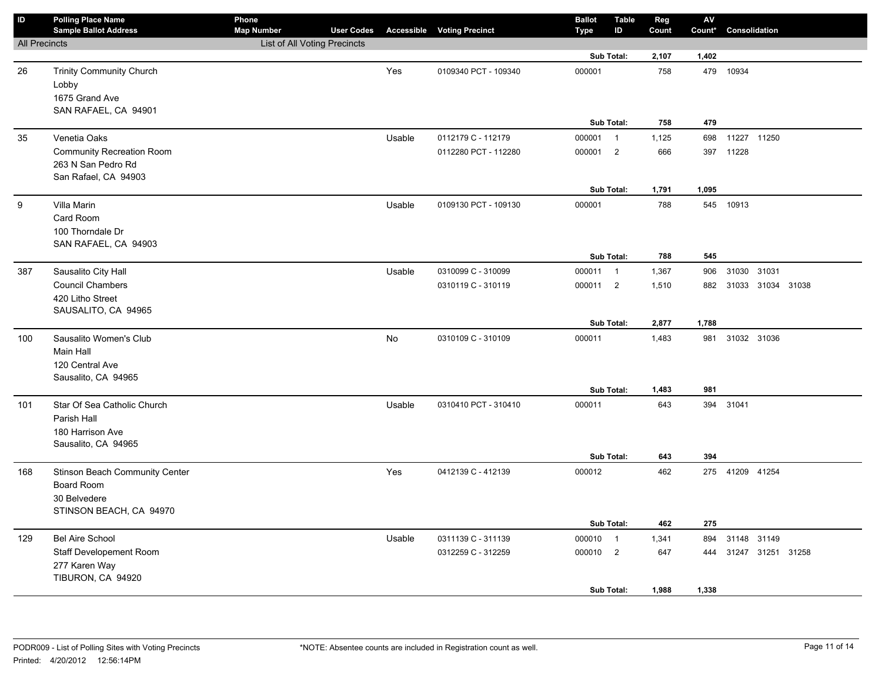| ID | Polling Place Name<br>Sample Ballot Address | Phone<br>Map Number | User Codes | Accessible | Voting Precinct | Ballot Type | Table ID | Reg Count | AV Count* | Consolidation |
|---|---|---|---|---|---|---|---|---|---|---|
| All Precincts | | List of All Voting Precincts | | | | | | | | |
| | | | | | | Sub Total: | | 2,107 | 1,402 | |
| 26 | Trinity Community Church<br>Lobby<br>1675 Grand Ave<br>SAN RAFAEL, CA 94901 | | | Yes | 0109340 PCT - 109340 | 000001 | | 758 | 479 | 10934 |
| | | | | | | Sub Total: | | 758 | 479 | |
| 35 | Venetia Oaks<br>Community Recreation Room<br>263 N San Pedro Rd<br>San Rafael, CA 94903 | | | Usable | 0112179 C - 112179 | 000001 | 1 | 1,125 | 698 | 11227 11250 |
| | | | | | 0112280 PCT - 112280 | 000001 | 2 | 666 | 397 | 11228 |
| | | | | | | Sub Total: | | 1,791 | 1,095 | |
| 9 | Villa Marin<br>Card Room<br>100 Thorndale Dr<br>SAN RAFAEL, CA 94903 | | | Usable | 0109130 PCT - 109130 | 000001 | | 788 | 545 | 10913 |
| | | | | | | Sub Total: | | 788 | 545 | |
| 387 | Sausalito City Hall<br>Council Chambers<br>420 Litho Street<br>SAUSALITO, CA 94965 | | | Usable | 0310099 C - 310099 | 000011 | 1 | 1,367 | 906 | 31030 31031 |
| | | | | | 0310119 C - 310119 | 000011 | 2 | 1,510 | 882 | 31033 31034 31038 |
| | | | | | | Sub Total: | | 2,877 | 1,788 | |
| 100 | Sausalito Women's Club<br>Main Hall<br>120 Central Ave<br>Sausalito, CA 94965 | | | No | 0310109 C - 310109 | 000011 | | 1,483 | 981 | 31032 31036 |
| | | | | | | Sub Total: | | 1,483 | 981 | |
| 101 | Star Of Sea Catholic Church<br>Parish Hall<br>180 Harrison Ave<br>Sausalito, CA 94965 | | | Usable | 0310410 PCT - 310410 | 000011 | | 643 | 394 | 31041 |
| | | | | | | Sub Total: | | 643 | 394 | |
| 168 | Stinson Beach Community Center<br>Board Room<br>30 Belvedere<br>STINSON BEACH, CA 94970 | | | Yes | 0412139 C - 412139 | 000012 | | 462 | 275 | 41209 41254 |
| | | | | | | Sub Total: | | 462 | 275 | |
| 129 | Bel Aire School<br>Staff Developement Room<br>277 Karen Way<br>TIBURON, CA 94920 | | | Usable | 0311139 C - 311139 | 000010 | 1 | 1,341 | 894 | 31148 31149 |
| | | | | | 0312259 C - 312259 | 000010 | 2 | 647 | 444 | 31247 31251 31258 |
| | | | | | | Sub Total: | | 1,988 | 1,338 | |

PODR009 - List of Polling Sites with Voting Precincts

Printed: 4/20/2012 12:56:14PM

*NOTE: Absentee counts are included in Registration count as well.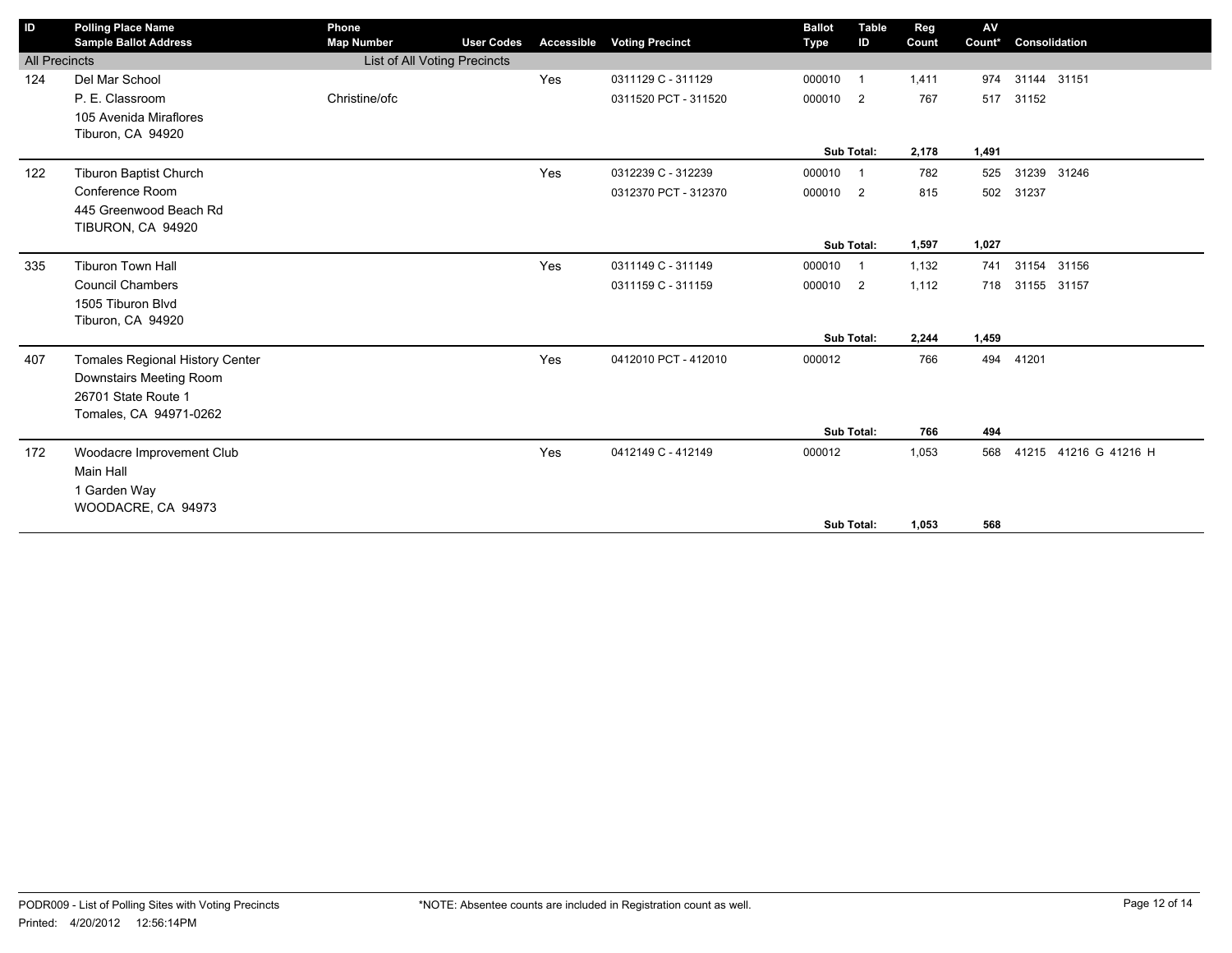| ID | Polling Place Name<br>Sample Ballot Address | Phone<br>Map Number | User Codes | Accessible | Voting Precinct | Ballot Type | Table ID | Reg Count | AV Count* | Consolidation |
|---|---|---|---|---|---|---|---|---|---|---|
| All Precincts | | List of All Voting Precincts | | | | | | | | |
| 124 | Del Mar School | | | Yes | 0311129 C - 311129 | 000010 | 1 | 1,411 | 974 | 31144 31151 |
| | P. E. Classroom | Christine/ofc | | | 0311520 PCT - 311520 | 000010 | 2 | 767 | 517 | 31152 |
| | 105 Avenida Miraflores | | | | | | | | | |
| | Tiburon, CA 94920 | | | | | | | | | |
| | | | | | | **Sub Total:** | | **2,178** | **1,491** | |
| 122 | Tiburon Baptist Church | | | Yes | 0312239 C - 312239 | 000010 | 1 | 782 | 525 | 31239 31246 |
| | Conference Room | | | | 0312370 PCT - 312370 | 000010 | 2 | 815 | 502 | 31237 |
| | 445 Greenwood Beach Rd | | | | | | | | | |
| | TIBURON, CA 94920 | | | | | | | | | |
| | | | | | | **Sub Total:** | | **1,597** | **1,027** | |
| 335 | Tiburon Town Hall | | | Yes | 0311149 C - 311149 | 000010 | 1 | 1,132 | 741 | 31154 31156 |
| | Council Chambers | | | | 0311159 C - 311159 | 000010 | 2 | 1,112 | 718 | 31155 31157 |
| | 1505 Tiburon Blvd | | | | | | | | | |
| | Tiburon, CA 94920 | | | | | | | | | |
| | | | | | | **Sub Total:** | | **2,244** | **1,459** | |
| 407 | Tomales Regional History Center | | | Yes | 0412010 PCT - 412010 | 000012 | | 766 | 494 | 41201 |
| | Downstairs Meeting Room | | | | | | | | | |
| | 26701 State Route 1 | | | | | | | | | |
| | Tomales, CA 94971-0262 | | | | | | | | | |
| | | | | | | **Sub Total:** | | **766** | **494** | |
| 172 | Woodacre Improvement Club | | | Yes | 0412149 C - 412149 | 000012 | | 1,053 | 568 | 41215 41216 G 41216 H |
| | Main Hall | | | | | | | | | |
| | 1 Garden Way | | | | | | | | | |
| | WOODACRE, CA 94973 | | | | | | | | | |
| | | | | | | **Sub Total:** | | **1,053** | **568** | |

PODR009 - List of Polling Sites with Voting Precincts
Printed: 4/20/2012 12:56:14PM

*NOTE: Absentee counts are included in Registration count as well.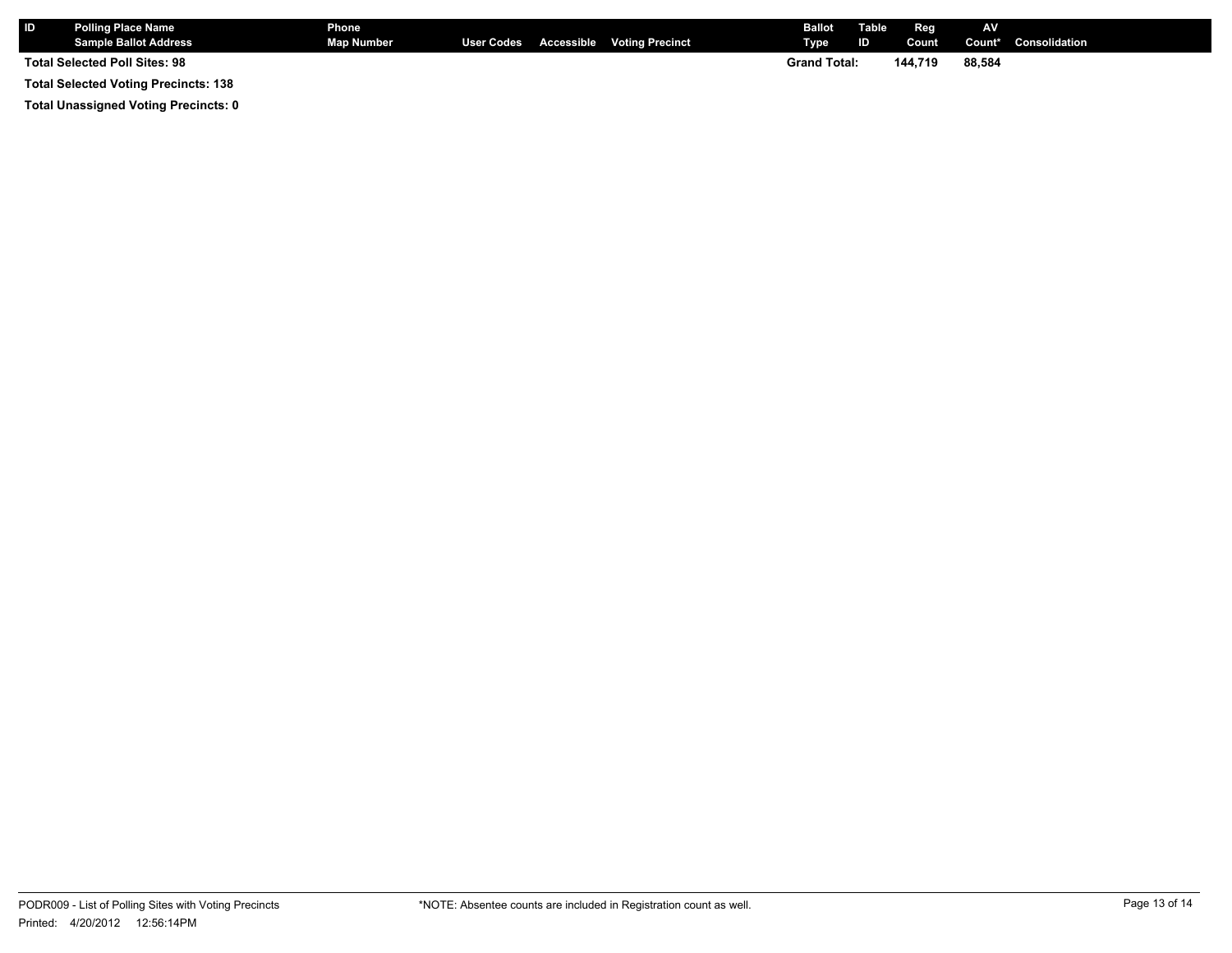| ID | Polling Place Name<br>Sample Ballot Address | Phone<br>Map Number | User Codes | Accessible | Voting Precinct | Ballot Type | Table ID | Reg Count | AV Count* | Consolidation |
|---|---|---|---|---|---|---|---|---|---|---|
| **Total Selected Poll Sites: 98** | | | | | | **Grand Total:** | | **144,719** | **88,584** | |

**Total Selected Voting Precincts: 138**

**Total Unassigned Voting Precincts: 0**

PODR009 - List of Polling Sites with Voting Precincts

Printed: 4/20/2012 12:56:14PM

*NOTE: Absentee counts are included in Registration count as well.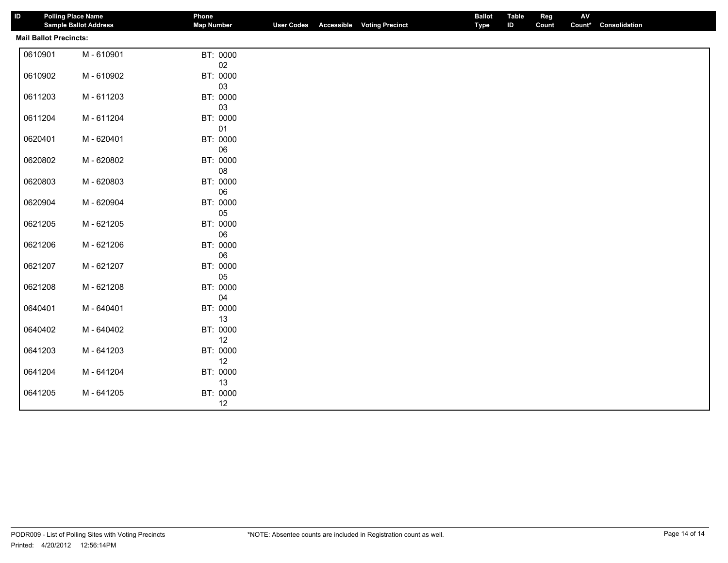| ID | Polling Place Name / Sample Ballot Address | Phone / Map Number | User Codes | Accessible | Voting Precinct | Ballot Type | Table ID | Reg Count | AV Count* | Consolidation |
|---|---|---|---|---|---|---|---|---|---|---|

**Mail Ballot Precincts:**

| | | |
|---|---|---|
| 0610901 | M - 610901 | BT: 000002 |
| 0610902 | M - 610902 | BT: 000003 |
| 0611203 | M - 611203 | BT: 000003 |
| 0611204 | M - 611204 | BT: 000001 |
| 0620401 | M - 620401 | BT: 000006 |
| 0620802 | M - 620802 | BT: 000008 |
| 0620803 | M - 620803 | BT: 000006 |
| 0620904 | M - 620904 | BT: 000005 |
| 0621205 | M - 621205 | BT: 000006 |
| 0621206 | M - 621206 | BT: 000006 |
| 0621207 | M - 621207 | BT: 000005 |
| 0621208 | M - 621208 | BT: 000004 |
| 0640401 | M - 640401 | BT: 000013 |
| 0640402 | M - 640402 | BT: 000012 |
| 0641203 | M - 641203 | BT: 000012 |
| 0641204 | M - 641204 | BT: 000013 |
| 0641205 | M - 641205 | BT: 000012 |

PODR009 - List of Polling Sites with Voting Precincts
Printed: 4/20/2012 12:56:14PM

*NOTE: Absentee counts are included in Registration count as well.